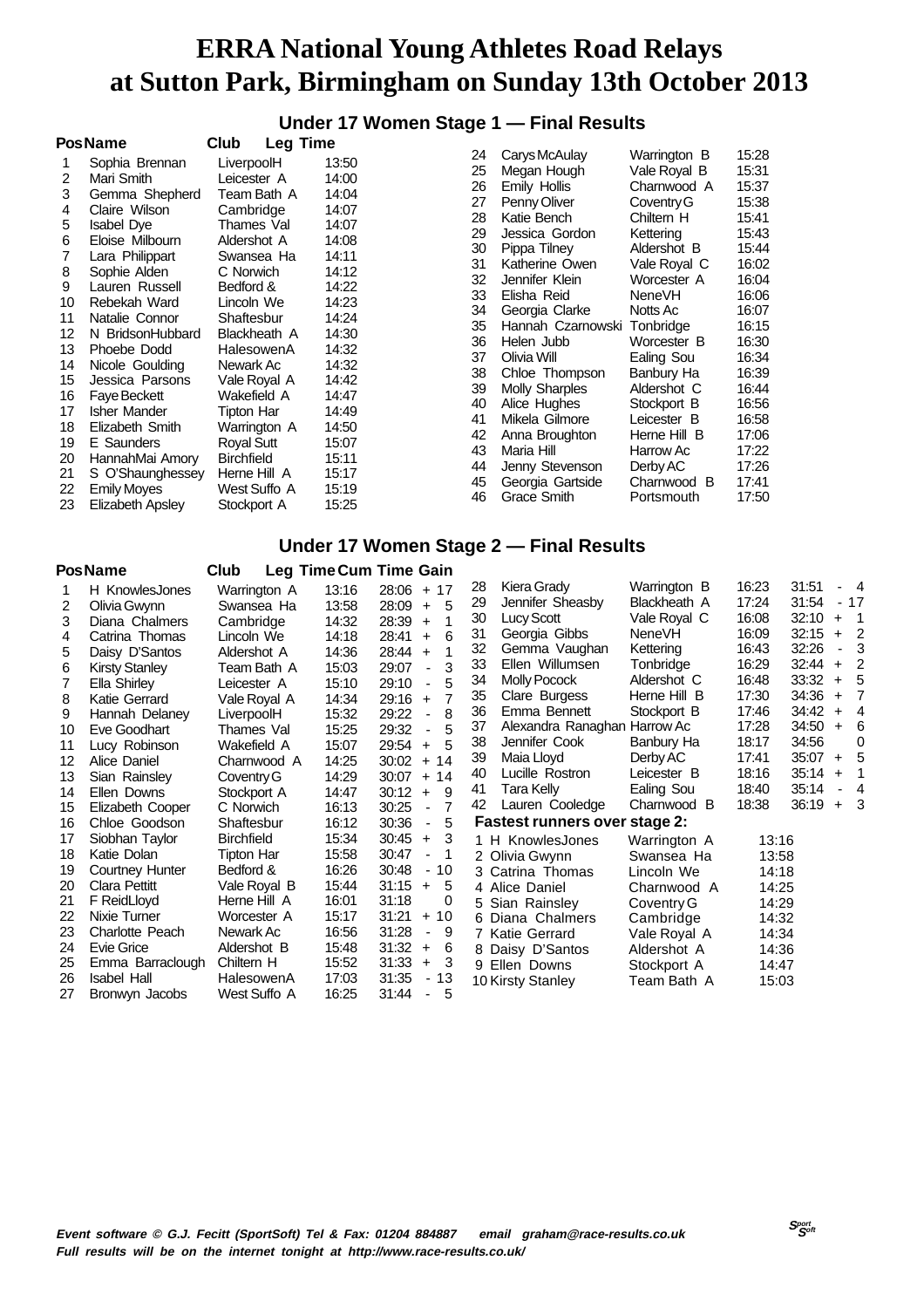# ERRA National Young Athletes Road Relays at Sutton Park, Birmingham on Sunday 13th October 2013

## Under 17 Women Stage 1 — Final Results

| Pos | Name | Club | Leg Time |
|---|---|---|---|
| 1 | Sophia Brennan | LiverpoolH | 13:50 |
| 2 | Mari Smith | Leicester A | 14:00 |
| 3 | Gemma Shepherd | Team Bath A | 14:04 |
| 4 | Claire Wilson | Cambridge | 14:07 |
| 5 | Isabel Dye | Thames Val | 14:07 |
| 6 | Eloise Milbourn | Aldershot A | 14:08 |
| 7 | Lara Philippart | Swansea Ha | 14:11 |
| 8 | Sophie Alden | C Norwich | 14:12 |
| 9 | Lauren Russell | Bedford & | 14:22 |
| 10 | Rebekah Ward | Lincoln We | 14:23 |
| 11 | Natalie Connor | Shaftesbur | 14:24 |
| 12 | N BridsonHubbard | Blackheath A | 14:30 |
| 13 | Phoebe Dodd | HalesowenA | 14:32 |
| 14 | Nicole Goulding | Newark Ac | 14:32 |
| 15 | Jessica Parsons | Vale Royal A | 14:42 |
| 16 | Faye Beckett | Wakefield A | 14:47 |
| 17 | Isher Mander | Tipton Har | 14:49 |
| 18 | Elizabeth Smith | Warrington A | 14:50 |
| 19 | E Saunders | Royal Sutt | 15:07 |
| 20 | HannahMai Amory | Birchfield | 15:11 |
| 21 | S O'Shaunghessey | Herne Hill A | 15:17 |
| 22 | Emily Moyes | West Suffo A | 15:19 |
| 23 | Elizabeth Apsley | Stockport A | 15:25 |
| 24 | Carys McAulay | Warrington B | 15:28 |
| 25 | Megan Hough | Vale Royal B | 15:31 |
| 26 | Emily Hollis | Charnwood A | 15:37 |
| 27 | Penny Oliver | Coventry G | 15:38 |
| 28 | Katie Bench | Chiltern H | 15:41 |
| 29 | Jessica Gordon | Kettering | 15:43 |
| 30 | Pippa Tilney | Aldershot B | 15:44 |
| 31 | Katherine Owen | Vale Royal C | 16:02 |
| 32 | Jennifer Klein | Worcester A | 16:04 |
| 33 | Elisha Reid | NeneVH | 16:06 |
| 34 | Georgia Clarke | Notts Ac | 16:07 |
| 35 | Hannah Czarnowski | Tonbridge | 16:15 |
| 36 | Helen Jubb | Worcester B | 16:30 |
| 37 | Olivia Will | Ealing Sou | 16:34 |
| 38 | Chloe Thompson | Banbury Ha | 16:39 |
| 39 | Molly Sharples | Aldershot C | 16:44 |
| 40 | Alice Hughes | Stockport B | 16:56 |
| 41 | Mikela Gilmore | Leicester B | 16:58 |
| 42 | Anna Broughton | Herne Hill B | 17:06 |
| 43 | Maria Hill | Harrow Ac | 17:22 |
| 44 | Jenny Stevenson | Derby AC | 17:26 |
| 45 | Georgia Gartside | Charnwood B | 17:41 |
| 46 | Grace Smith | Portsmouth | 17:50 |

## Under 17 Women Stage 2 — Final Results

| Pos | Name | Club | Leg Time | Cum Time | Gain |
|---|---|---|---|---|---|
| 1 | H KnowlesJones | Warrington A | 13:16 | 28:06 | + 17 |
| 2 | Olivia Gwynn | Swansea Ha | 13:58 | 28:09 | + 5 |
| 3 | Diana Chalmers | Cambridge | 14:32 | 28:39 | + 1 |
| 4 | Catrina Thomas | Lincoln We | 14:18 | 28:41 | + 6 |
| 5 | Daisy D'Santos | Aldershot A | 14:36 | 28:44 | + 1 |
| 6 | Kirsty Stanley | Team Bath A | 15:03 | 29:07 | - 3 |
| 7 | Ella Shirley | Leicester A | 15:10 | 29:10 | - 5 |
| 8 | Katie Gerrard | Vale Royal A | 14:34 | 29:16 | + 7 |
| 9 | Hannah Delaney | LiverpoolH | 15:32 | 29:22 | - 8 |
| 10 | Eve Goodhart | Thames Val | 15:25 | 29:32 | - 5 |
| 11 | Lucy Robinson | Wakefield A | 15:07 | 29:54 | + 5 |
| 12 | Alice Daniel | Charnwood A | 14:25 | 30:02 | + 14 |
| 13 | Sian Rainsley | Coventry G | 14:29 | 30:07 | + 14 |
| 14 | Ellen Downs | Stockport A | 14:47 | 30:12 | + 9 |
| 15 | Elizabeth Cooper | C Norwich | 16:13 | 30:25 | - 7 |
| 16 | Chloe Goodson | Shaftesbur | 16:12 | 30:36 | - 5 |
| 17 | Siobhan Taylor | Birchfield | 15:34 | 30:45 | + 3 |
| 18 | Katie Dolan | Tipton Har | 15:58 | 30:47 | - 1 |
| 19 | Courtney Hunter | Bedford & | 16:26 | 30:48 | - 10 |
| 20 | Clara Pettitt | Vale Royal B | 15:44 | 31:15 | + 5 |
| 21 | F ReidLloyd | Herne Hill A | 16:01 | 31:18 | 0 |
| 22 | Nixie Turner | Worcester A | 15:17 | 31:21 | + 10 |
| 23 | Charlotte Peach | Newark Ac | 16:56 | 31:28 | - 9 |
| 24 | Evie Grice | Aldershot B | 15:48 | 31:32 | + 6 |
| 25 | Emma Barraclough | Chiltern H | 15:52 | 31:33 | + 3 |
| 26 | Isabel Hall | HalesowenA | 17:03 | 31:35 | - 13 |
| 27 | Bronwyn Jacobs | West Suffo A | 16:25 | 31:44 | - 5 |
| 28 | Kiera Grady | Warrington B | 16:23 | 31:51 | - 4 |
| 29 | Jennifer Sheasby | Blackheath A | 17:24 | 31:54 | - 17 |
| 30 | Lucy Scott | Vale Royal C | 16:08 | 32:10 | + 1 |
| 31 | Georgia Gibbs | NeneVH | 16:09 | 32:15 | + 2 |
| 32 | Gemma Vaughan | Kettering | 16:43 | 32:26 | - 3 |
| 33 | Ellen Willumsen | Tonbridge | 16:29 | 32:44 | + 2 |
| 34 | Molly Pocock | Aldershot C | 16:48 | 33:32 | + 5 |
| 35 | Clare Burgess | Herne Hill B | 17:30 | 34:36 | + 7 |
| 36 | Emma Bennett | Stockport B | 17:46 | 34:42 | + 4 |
| 37 | Alexandra Ranaghan | Harrow Ac | 17:28 | 34:50 | + 6 |
| 38 | Jennifer Cook | Banbury Ha | 18:17 | 34:56 | 0 |
| 39 | Maia Lloyd | Derby AC | 17:41 | 35:07 | + 5 |
| 40 | Lucille Rostron | Leicester B | 18:16 | 35:14 | + 1 |
| 41 | Tara Kelly | Ealing Sou | 18:40 | 35:14 | - 4 |
| 42 | Lauren Cooledge | Charnwood B | 18:38 | 36:19 | + 3 |

**Fastest runners over stage 2:**

| | Name | Club | Time |
|---|---|---|---|
| 1 | H KnowlesJones | Warrington A | 13:16 |
| 2 | Olivia Gwynn | Swansea Ha | 13:58 |
| 3 | Catrina Thomas | Lincoln We | 14:18 |
| 4 | Alice Daniel | Charnwood A | 14:25 |
| 5 | Sian Rainsley | Coventry G | 14:29 |
| 6 | Diana Chalmers | Cambridge | 14:32 |
| 7 | Katie Gerrard | Vale Royal A | 14:34 |
| 8 | Daisy D'Santos | Aldershot A | 14:36 |
| 9 | Ellen Downs | Stockport A | 14:47 |
| 10 | Kirsty Stanley | Team Bath A | 15:03 |

*Event software © G.J. Fecitt (SportSoft) Tel & Fax: 01204 884887 email graham@race-results.co.uk*
*Full results will be on the internet tonight at http://www.race-results.co.uk/*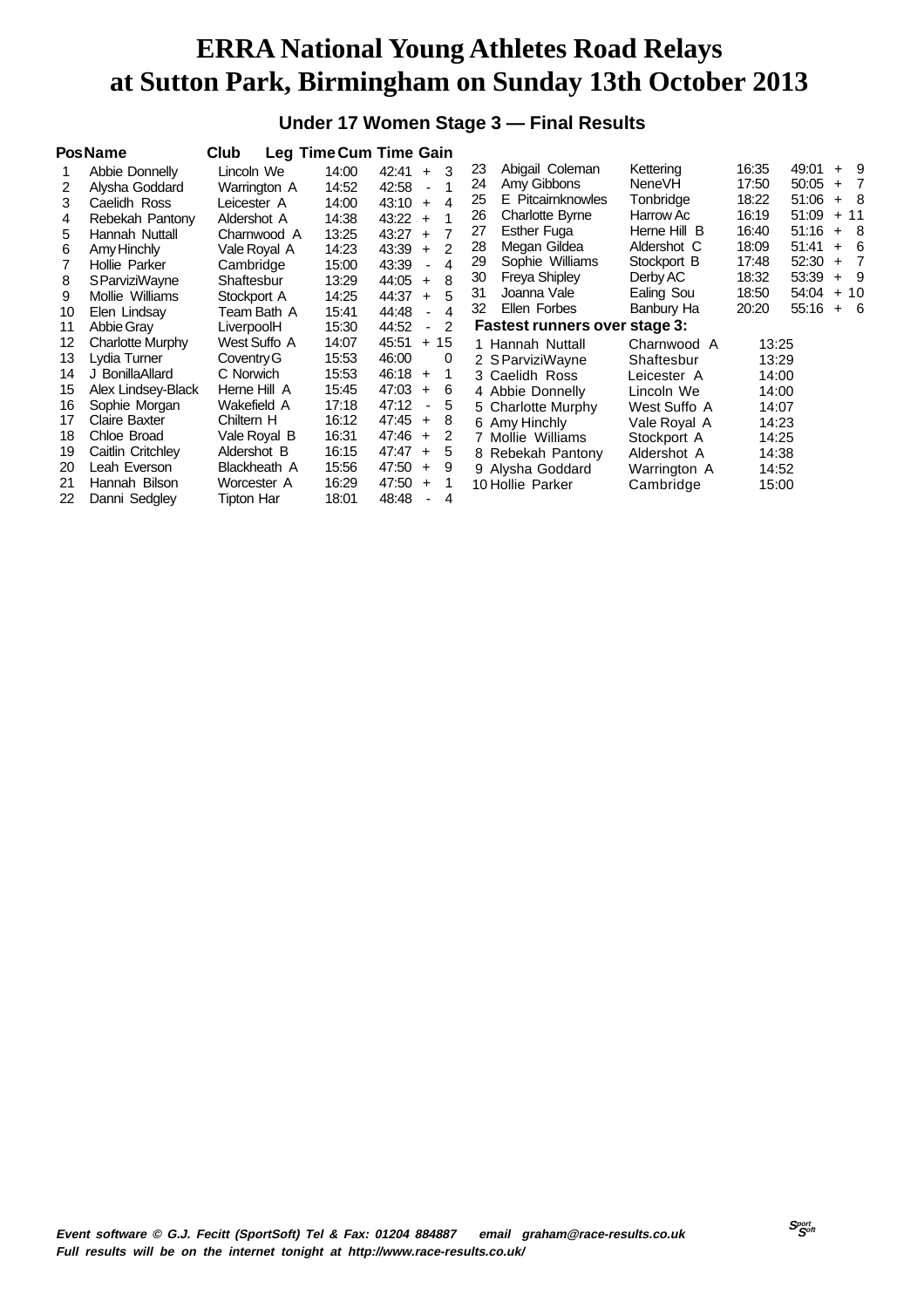# ERRA National Young Athletes Road Relays at Sutton Park, Birmingham on Sunday 13th October 2013

## Under 17 Women Stage 3 — Final Results

| Pos | Name | Club | Leg Time | Cum Time | Gain |
|---|---|---|---|---|---|
| 1 | Abbie Donnelly | Lincoln We | 14:00 | 42:41 | + 3 |
| 2 | Alysha Goddard | Warrington A | 14:52 | 42:58 | - 1 |
| 3 | Caelidh Ross | Leicester A | 14:00 | 43:10 | + 4 |
| 4 | Rebekah Pantony | Aldershot A | 14:38 | 43:22 | + 1 |
| 5 | Hannah Nuttall | Charnwood A | 13:25 | 43:27 | + 7 |
| 6 | Amy Hinchly | Vale Royal A | 14:23 | 43:39 | + 2 |
| 7 | Hollie Parker | Cambridge | 15:00 | 43:39 | - 4 |
| 8 | S ParviziWayne | Shaftesbur | 13:29 | 44:05 | + 8 |
| 9 | Mollie Williams | Stockport A | 14:25 | 44:37 | + 5 |
| 10 | Elen Lindsay | Team Bath A | 15:41 | 44:48 | - 4 |
| 11 | Abbie Gray | LiverpoolH | 15:30 | 44:52 | - 2 |
| 12 | Charlotte Murphy | West Suffo A | 14:07 | 45:51 | + 15 |
| 13 | Lydia Turner | Coventry G | 15:53 | 46:00 | 0 |
| 14 | J BonillaAllard | C Norwich | 15:53 | 46:18 | + 1 |
| 15 | Alex Lindsey-Black | Herne Hill A | 15:45 | 47:03 | + 6 |
| 16 | Sophie Morgan | Wakefield A | 17:18 | 47:12 | - 5 |
| 17 | Claire Baxter | Chiltern H | 16:12 | 47:45 | + 8 |
| 18 | Chloe Broad | Vale Royal B | 16:31 | 47:46 | + 2 |
| 19 | Caitlin Critchley | Aldershot B | 16:15 | 47:47 | + 5 |
| 20 | Leah Everson | Blackheath A | 15:56 | 47:50 | + 9 |
| 21 | Hannah Bilson | Worcester A | 16:29 | 47:50 | + 1 |
| 22 | Danni Sedgley | Tipton Har | 18:01 | 48:48 | - 4 |
| 23 | Abigail Coleman | Kettering | 16:35 | 49:01 | + 9 |
| 24 | Amy Gibbons | NeneVH | 17:50 | 50:05 | + 7 |
| 25 | E Pitcairnknowles | Tonbridge | 18:22 | 51:06 | + 8 |
| 26 | Charlotte Byrne | Harrow Ac | 16:19 | 51:09 | + 11 |
| 27 | Esther Fuga | Herne Hill B | 16:40 | 51:16 | + 8 |
| 28 | Megan Gildea | Aldershot C | 18:09 | 51:41 | + 6 |
| 29 | Sophie Williams | Stockport B | 17:48 | 52:30 | + 7 |
| 30 | Freya Shipley | Derby AC | 18:32 | 53:39 | + 9 |
| 31 | Joanna Vale | Ealing Sou | 18:50 | 54:04 | + 10 |
| 32 | Ellen Forbes | Banbury Ha | 20:20 | 55:16 | + 6 |

### Fastest runners over stage 3:

| Pos | Name | Club | Time |
|---|---|---|---|
| 1 | Hannah Nuttall | Charnwood A | 13:25 |
| 2 | S ParviziWayne | Shaftesbur | 13:29 |
| 3 | Caelidh Ross | Leicester A | 14:00 |
| 4 | Abbie Donnelly | Lincoln We | 14:00 |
| 5 | Charlotte Murphy | West Suffo A | 14:07 |
| 6 | Amy Hinchly | Vale Royal A | 14:23 |
| 7 | Mollie Williams | Stockport A | 14:25 |
| 8 | Rebekah Pantony | Aldershot A | 14:38 |
| 9 | Alysha Goddard | Warrington A | 14:52 |
| 10 | Hollie Parker | Cambridge | 15:00 |

*Event software © G.J. Fecitt (SportSoft) Tel & Fax: 01204 884887 email graham@race-results.co.uk*
*Full results will be on the internet tonight at http://www.race-results.co.uk/*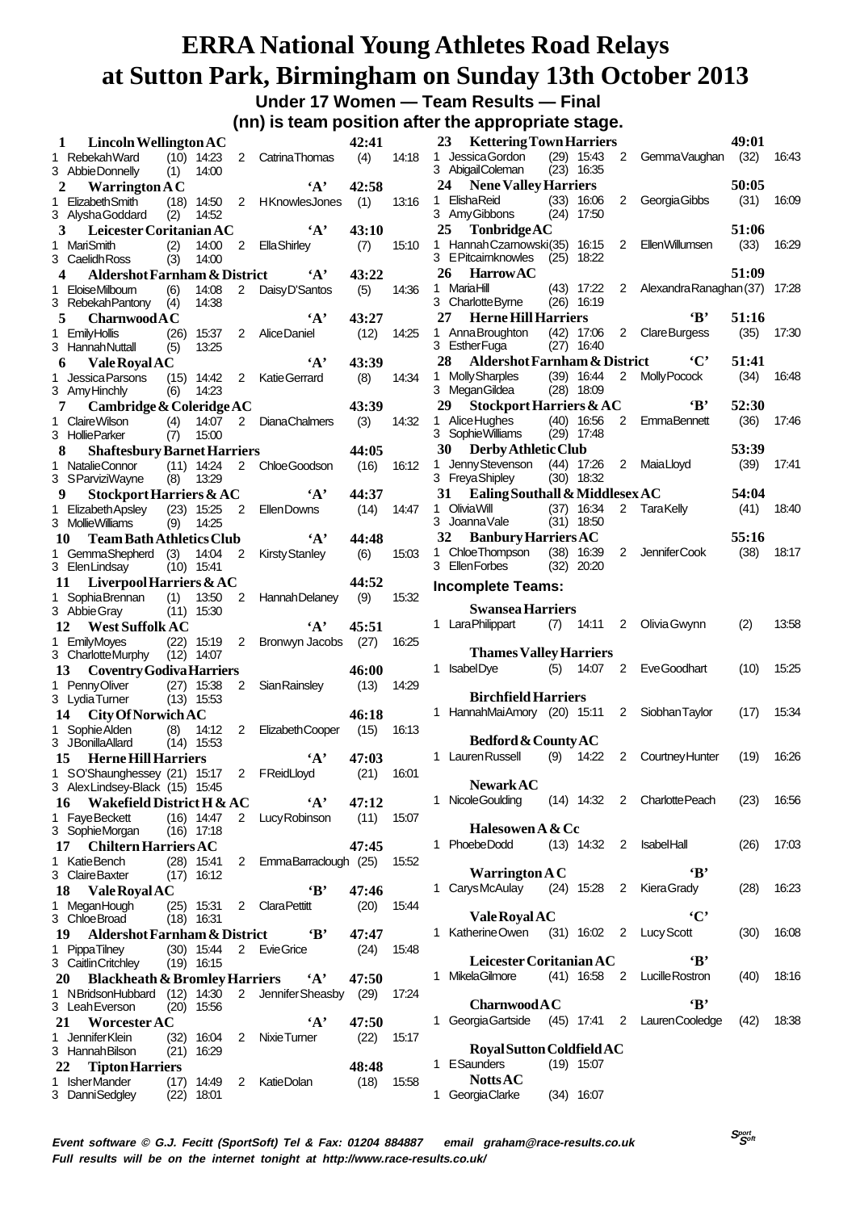# ERRA National Young Athletes Road Relays at Sutton Park, Birmingham on Sunday 13th October 2013

## Under 17 Women — Team Results — Final

**(nn) is team position after the appropriate stage.**

**1 Lincoln Wellington AC** — 42:41
1 Rebekah Ward (10) 14:23 2 Catrina Thomas (4) 14:18
3 Abbie Donnelly (1) 14:00

**2 Warrington A C 'A'** — 42:58
1 Elizabeth Smith (18) 14:50 2 H Knowles Jones (1) 13:16
3 Alysha Goddard (2) 14:52

**3 Leicester Coritanian AC 'A'** — 43:10
1 Mari Smith (2) 14:00 2 Ella Shirley (7) 15:10
3 Caelidh Ross (3) 14:00

**4 Aldershot Farnham & District 'A'** — 43:22
1 Eloise Milbourn (6) 14:08 2 Daisy D'Santos (5) 14:36
3 Rebekah Pantony (4) 14:38

**5 Charnwood A C 'A'** — 43:27
1 Emily Hollis (26) 15:37 2 Alice Daniel (12) 14:25
3 Hannah Nuttall (5) 13:25

**6 Vale Royal AC 'A'** — 43:39
1 Jessica Parsons (15) 14:42 2 Katie Gerrard (8) 14:34
3 Amy Hinchly (6) 14:23

**7 Cambridge & Coleridge AC** — 43:39
1 Claire Wilson (4) 14:07 2 Diana Chalmers (3) 14:32
3 Hollie Parker (7) 15:00

**8 Shaftesbury Barnet Harriers** — 44:05
1 Natalie Connor (11) 14:24 2 Chloe Goodson (16) 16:12
3 S Parvizi Wayne (8) 13:29

**9 Stockport Harriers & AC 'A'** — 44:37
1 Elizabeth Apsley (23) 15:25 2 Ellen Downs (14) 14:47
3 Mollie Williams (9) 14:25

**10 Team Bath Athletics Club 'A'** — 44:48
1 Gemma Shepherd (3) 14:04 2 Kirsty Stanley (6) 15:03
3 Ellen Lindsay (10) 15:41

**11 Liverpool Harriers & AC** — 44:52
1 Sophia Brennan (1) 13:50 2 Hannah Delaney (9) 15:32
3 Abbie Gray (11) 15:30

**12 West Suffolk AC 'A'** — 45:51
1 Emily Moyes (22) 15:19 2 Bronwyn Jacobs (27) 16:25
3 Charlotte Murphy (12) 14:07

**13 Coventry Godiva Harriers** — 46:00
1 Penny Oliver (27) 15:38 2 Sian Rainsley (13) 14:29
3 Lydia Turner (13) 15:53

**14 City Of Norwich AC** — 46:18
1 Sophie Alden (8) 14:12 2 Elizabeth Cooper (15) 16:13
3 J Bonilla Allard (14) 15:53

**15 Herne Hill Harriers 'A'** — 47:03
1 S O'Shaughnessy (21) 15:17 2 F Reid Lloyd (21) 16:01
3 Alex Lindsey-Black (15) 15:45

**16 Wakefield District H & AC 'A'** — 47:12
1 Faye Beckett (16) 14:47 2 Lucy Robinson (11) 15:07
3 Sophie Morgan (16) 17:18

**17 Chiltern Harriers AC** — 47:45
1 Katie Bench (28) 15:41 2 Emma Barraclough (25) 15:52
3 Claire Baxter (17) 16:12

**18 Vale Royal AC 'B'** — 47:46
1 Megan Hough (25) 15:31 2 Clara Pettitt (20) 15:44
3 Chloe Broad (18) 16:31

**19 Aldershot Farnham & District 'B'** — 47:47
1 Pippa Tilney (30) 15:44 2 Evie Grice (24) 15:48
3 Caitlin Critchley (19) 16:15

**20 Blackheath & Bromley Harriers 'A'** — 47:50
1 N Bridson Hubbard (12) 14:30 2 Jennifer Sheasby (29) 17:24
3 Leah Everson (20) 15:56

**21 Worcester AC 'A'** — 47:50
1 Jennifer Klein (32) 16:04 2 Nixie Turner (22) 15:17
3 Hannah Bilson (21) 16:29

**22 Tipton Harriers** — 48:48
1 Isher Mander (17) 14:49 2 Katie Dolan (18) 15:58
3 Danni Sedgley (22) 18:01

**23 Kettering Town Harriers** — 49:01
1 Jessica Gordon (29) 15:43 2 Gemma Vaughan (32) 16:43
3 Abigail Coleman (23) 16:35

**24 Nene Valley Harriers** — 50:05
1 Elisha Reid (33) 16:06 2 Georgia Gibbs (31) 16:09
3 Amy Gibbons (24) 17:50

**25 Tonbridge AC** — 51:06
1 Hannah Czarnowski (35) 16:15 2 Ellen Willumsen (33) 16:29
3 E Pitcairnknowles (25) 18:22

**26 Harrow AC** — 51:09
1 Maria Hill (43) 17:22 2 Alexandra Ranaghan (37) 17:28
3 Charlotte Byrne (26) 16:19

**27 Herne Hill Harriers 'B'** — 51:16
1 Anna Broughton (42) 17:06 2 Clare Burgess (35) 17:30
3 Esther Fuga (27) 16:40

**28 Aldershot Farnham & District 'C'** — 51:41
1 Molly Sharples (39) 16:44 2 Molly Pocock (34) 16:48
3 Megan Gildea (28) 18:09

**29 Stockport Harriers & AC 'B'** — 52:30
1 Alice Hughes (40) 16:56 2 Emma Bennett (36) 17:46
3 Sophie Williams (29) 17:48

**30 Derby Athletic Club** — 53:39
1 Jenny Stevenson (44) 17:26 2 Maia Lloyd (39) 17:41
3 Freya Shipley (30) 18:32

**31 Ealing Southall & Middlesex AC** — 54:04
1 Olivia Will (37) 16:34 2 Tara Kelly (41) 18:40
3 Joanna Vale (31) 18:50

**32 Banbury Harriers AC** — 55:16
1 Chloe Thompson (38) 16:39 2 Jennifer Cook (38) 18:17
3 Ellen Forbes (32) 20:20

### Incomplete Teams:

**Swansea Harriers**
1 Lara Philippart (7) 14:11 2 Olivia Gwynn (2) 13:58

**Thames Valley Harriers**
1 Isabel Dye (5) 14:07 2 Eve Goodhart (10) 15:25

**Birchfield Harriers**
1 Hannah Mai Amory (20) 15:11 2 Siobhan Taylor (17) 15:34

**Bedford & County AC**
1 Lauren Russell (9) 14:22 2 Courtney Hunter (19) 16:26

**Newark AC**
1 Nicole Goulding (14) 14:32 2 Charlotte Peach (23) 16:56

**Halesowen A & Cc**
1 Phoebe Dodd (13) 14:32 2 Isabel Hall (26) 17:03

**Warrington A C 'B'**
1 Carys McAulay (24) 15:28 2 Kiera Grady (28) 16:23

**Vale Royal AC 'C'**
1 Katherine Owen (31) 16:02 2 Lucy Scott (30) 16:08

**Leicester Coritanian AC 'B'**
1 Mikela Gilmore (41) 16:58 2 Lucille Rostron (40) 18:16

**Charnwood A C 'B'**
1 Georgia Gartside (45) 17:41 2 Lauren Cooledge (42) 18:38

**Royal Sutton Coldfield AC**
1 E Saunders (19) 15:07

**Notts AC**
1 Georgia Clarke (34) 16:07

*Event software © G.J. Fecitt (SportSoft) Tel & Fax: 01204 884887 email graham@race-results.co.uk*
*Full results will be on the internet tonight at http://www.race-results.co.uk/*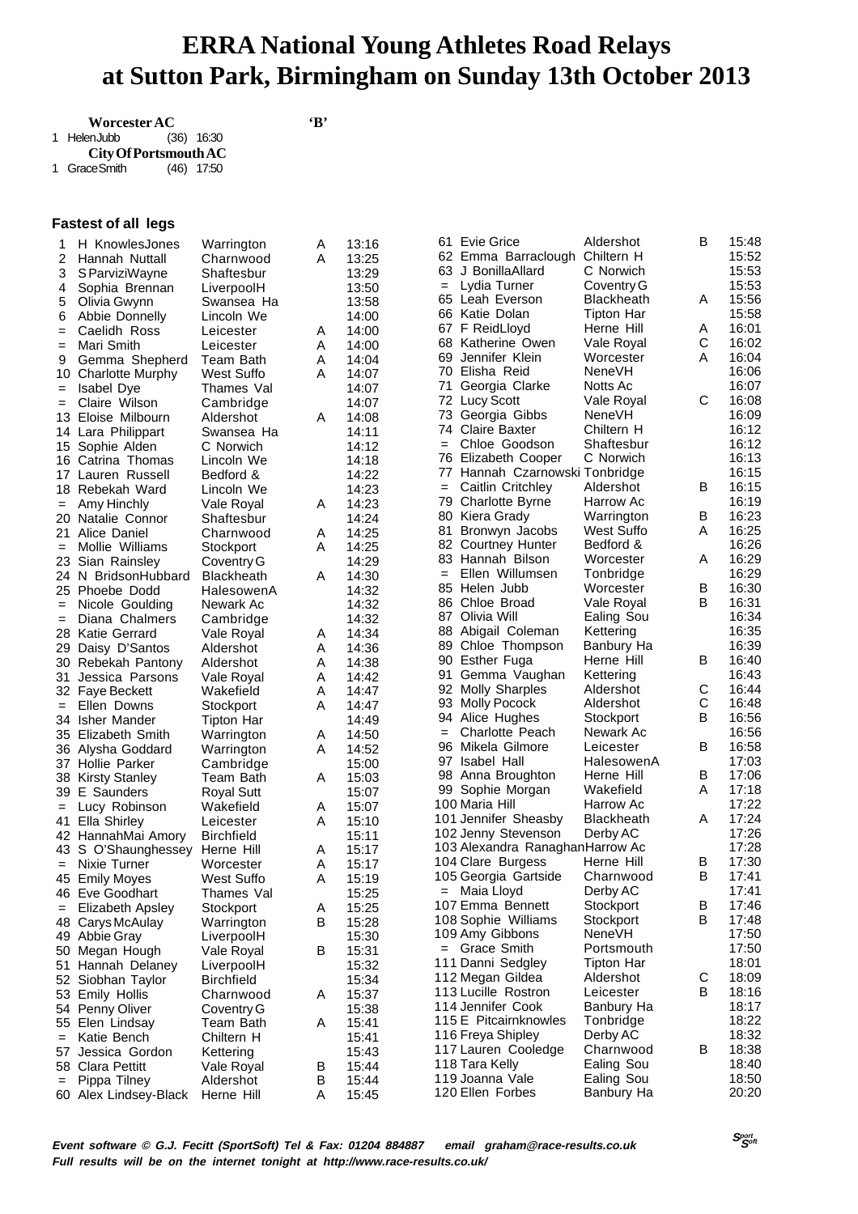# ERRA National Young Athletes Road Relays at Sutton Park, Birmingham on Sunday 13th October 2013

**Worcester AC** **'B'**

1 HelenJubb (36) 16:30

**City Of Portsmouth AC**

1 GraceSmith (46) 17:50

### Fastest of all legs

| | | | | |
|---|---|---|---|---|
| 1 | H KnowlesJones | Warrington | A | 13:16 |
| 2 | Hannah Nuttall | Charnwood | A | 13:25 |
| 3 | S ParviziWayne | Shaftesbur | | 13:29 |
| 4 | Sophia Brennan | LiverpoolH | | 13:50 |
| 5 | Olivia Gwynn | Swansea Ha | | 13:58 |
| 6 | Abbie Donnelly | Lincoln We | | 14:00 |
| = | Caelidh Ross | Leicester | A | 14:00 |
| = | Mari Smith | Leicester | A | 14:00 |
| 9 | Gemma Shepherd | Team Bath | A | 14:04 |
| 10 | Charlotte Murphy | West Suffo | A | 14:07 |
| = | Isabel Dye | Thames Val | | 14:07 |
| = | Claire Wilson | Cambridge | | 14:07 |
| 13 | Eloise Milbourn | Aldershot | A | 14:08 |
| 14 | Lara Philippart | Swansea Ha | | 14:11 |
| 15 | Sophie Alden | C Norwich | | 14:12 |
| 16 | Catrina Thomas | Lincoln We | | 14:18 |
| 17 | Lauren Russell | Bedford & | | 14:22 |
| 18 | Rebekah Ward | Lincoln We | | 14:23 |
| = | Amy Hinchly | Vale Royal | A | 14:23 |
| 20 | Natalie Connor | Shaftesbur | | 14:24 |
| 21 | Alice Daniel | Charnwood | A | 14:25 |
| = | Mollie Williams | Stockport | A | 14:25 |
| 23 | Sian Rainsley | Coventry G | | 14:29 |
| 24 | N BridsonHubbard | Blackheath | A | 14:30 |
| 25 | Phoebe Dodd | HalesowenA | | 14:32 |
| = | Nicole Goulding | Newark Ac | | 14:32 |
| = | Diana Chalmers | Cambridge | | 14:32 |
| 28 | Katie Gerrard | Vale Royal | A | 14:34 |
| 29 | Daisy D'Santos | Aldershot | A | 14:36 |
| 30 | Rebekah Pantony | Aldershot | A | 14:38 |
| 31 | Jessica Parsons | Vale Royal | A | 14:42 |
| 32 | Faye Beckett | Wakefield | A | 14:47 |
| = | Ellen Downs | Stockport | A | 14:47 |
| 34 | Isher Mander | Tipton Har | | 14:49 |
| 35 | Elizabeth Smith | Warrington | A | 14:50 |
| 36 | Alysha Goddard | Warrington | A | 14:52 |
| 37 | Hollie Parker | Cambridge | | 15:00 |
| 38 | Kirsty Stanley | Team Bath | A | 15:03 |
| 39 | E Saunders | Royal Sutt | | 15:07 |
| = | Lucy Robinson | Wakefield | A | 15:07 |
| 41 | Ella Shirley | Leicester | A | 15:10 |
| 42 | HannahMai Amory | Birchfield | | 15:11 |
| 43 | S O'Shaunghessey | Herne Hill | A | 15:17 |
| = | Nixie Turner | Worcester | A | 15:17 |
| 45 | Emily Moyes | West Suffo | A | 15:19 |
| 46 | Eve Goodhart | Thames Val | | 15:25 |
| = | Elizabeth Apsley | Stockport | A | 15:25 |
| 48 | Carys McAulay | Warrington | B | 15:28 |
| 49 | Abbie Gray | LiverpoolH | | 15:30 |
| 50 | Megan Hough | Vale Royal | B | 15:31 |
| 51 | Hannah Delaney | LiverpoolH | | 15:32 |
| 52 | Siobhan Taylor | Birchfield | | 15:34 |
| 53 | Emily Hollis | Charnwood | A | 15:37 |
| 54 | Penny Oliver | Coventry G | | 15:38 |
| 55 | Elen Lindsay | Team Bath | A | 15:41 |
| = | Katie Bench | Chiltern H | | 15:41 |
| 57 | Jessica Gordon | Kettering | | 15:43 |
| 58 | Clara Pettitt | Vale Royal | B | 15:44 |
| = | Pippa Tilney | Aldershot | B | 15:44 |
| 60 | Alex Lindsey-Black | Herne Hill | A | 15:45 |
| 61 | Evie Grice | Aldershot | B | 15:48 |
| 62 | Emma Barraclough | Chiltern H | | 15:52 |
| 63 | J BonillaAllard | C Norwich | | 15:53 |
| = | Lydia Turner | Coventry G | | 15:53 |
| 65 | Leah Everson | Blackheath | A | 15:56 |
| 66 | Katie Dolan | Tipton Har | | 15:58 |
| 67 | F ReidLloyd | Herne Hill | A | 16:01 |
| 68 | Katherine Owen | Vale Royal | C | 16:02 |
| 69 | Jennifer Klein | Worcester | A | 16:04 |
| 70 | Elisha Reid | NeneVH | | 16:06 |
| 71 | Georgia Clarke | Notts Ac | | 16:07 |
| 72 | Lucy Scott | Vale Royal | C | 16:08 |
| 73 | Georgia Gibbs | NeneVH | | 16:09 |
| 74 | Claire Baxter | Chiltern H | | 16:12 |
| = | Chloe Goodson | Shaftesbur | | 16:12 |
| 76 | Elizabeth Cooper | C Norwich | | 16:13 |
| 77 | Hannah Czarnowski | Tonbridge | | 16:15 |
| = | Caitlin Critchley | Aldershot | B | 16:15 |
| 79 | Charlotte Byrne | Harrow Ac | | 16:19 |
| 80 | Kiera Grady | Warrington | B | 16:23 |
| 81 | Bronwyn Jacobs | West Suffo | A | 16:25 |
| 82 | Courtney Hunter | Bedford & | | 16:26 |
| 83 | Hannah Bilson | Worcester | A | 16:29 |
| = | Ellen Willumsen | Tonbridge | | 16:29 |
| 85 | Helen Jubb | Worcester | B | 16:30 |
| 86 | Chloe Broad | Vale Royal | B | 16:31 |
| 87 | Olivia Will | Ealing Sou | | 16:34 |
| 88 | Abigail Coleman | Kettering | | 16:35 |
| 89 | Chloe Thompson | Banbury Ha | | 16:39 |
| 90 | Esther Fuga | Herne Hill | B | 16:40 |
| 91 | Gemma Vaughan | Kettering | | 16:43 |
| 92 | Molly Sharples | Aldershot | C | 16:44 |
| 93 | Molly Pocock | Aldershot | C | 16:48 |
| 94 | Alice Hughes | Stockport | B | 16:56 |
| = | Charlotte Peach | Newark Ac | | 16:56 |
| 96 | Mikela Gilmore | Leicester | B | 16:58 |
| 97 | Isabel Hall | HalesowenA | | 17:03 |
| 98 | Anna Broughton | Herne Hill | B | 17:06 |
| 99 | Sophie Morgan | Wakefield | A | 17:18 |
| 100 | Maria Hill | Harrow Ac | | 17:22 |
| 101 | Jennifer Sheasby | Blackheath | A | 17:24 |
| 102 | Jenny Stevenson | Derby AC | | 17:26 |
| 103 | Alexandra Ranaghan | Harrow Ac | | 17:28 |
| 104 | Clare Burgess | Herne Hill | B | 17:30 |
| 105 | Georgia Gartside | Charnwood | B | 17:41 |
| = | Maia Lloyd | Derby AC | | 17:41 |
| 107 | Emma Bennett | Stockport | B | 17:46 |
| 108 | Sophie Williams | Stockport | B | 17:48 |
| 109 | Amy Gibbons | NeneVH | | 17:50 |
| = | Grace Smith | Portsmouth | | 17:50 |
| 111 | Danni Sedgley | Tipton Har | | 18:01 |
| 112 | Megan Gildea | Aldershot | C | 18:09 |
| 113 | Lucille Rostron | Leicester | B | 18:16 |
| 114 | Jennifer Cook | Banbury Ha | | 18:17 |
| 115 | E Pitcairnknowles | Tonbridge | | 18:22 |
| 116 | Freya Shipley | Derby AC | | 18:32 |
| 117 | Lauren Cooledge | Charnwood | B | 18:38 |
| 118 | Tara Kelly | Ealing Sou | | 18:40 |
| 119 | Joanna Vale | Ealing Sou | | 18:50 |
| 120 | Ellen Forbes | Banbury Ha | | 20:20 |

***Event software © G.J. Fecitt (SportSoft) Tel & Fax: 01204 884887 email graham@race-results.co.uk***
***Full results will be on the internet tonight at http://www.race-results.co.uk/***